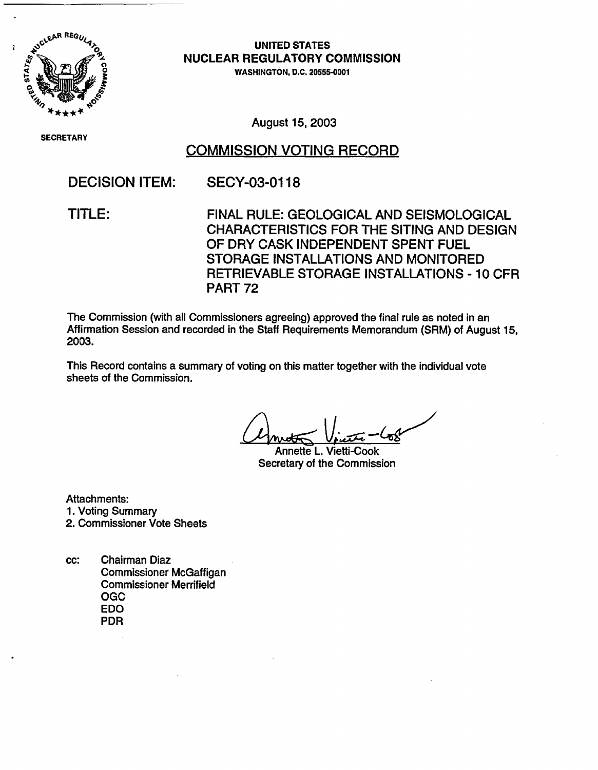**UNITED STATES**
**NUCLEAR REGULATORY COMMISSION**
WASHINGTON, D.C. 20555-0001

SECRETARY

August 15, 2003

# COMMISSION VOTING RECORD

**DECISION ITEM:** SECY-03-0118

**TITLE:** FINAL RULE: GEOLOGICAL AND SEISMOLOGICAL CHARACTERISTICS FOR THE SITING AND DESIGN OF DRY CASK INDEPENDENT SPENT FUEL STORAGE INSTALLATIONS AND MONITORED RETRIEVABLE STORAGE INSTALLATIONS - 10 CFR PART 72

The Commission (with all Commissioners agreeing) approved the final rule as noted in an Affirmation Session and recorded in the Staff Requirements Memorandum (SRM) of August 15, 2003.

This Record contains a summary of voting on this matter together with the individual vote sheets of the Commission.

Annette L. Vietti-Cook
Secretary of the Commission

Attachments:
1. Voting Summary
2. Commissioner Vote Sheets

cc: Chairman Diaz
Commissioner McGaffigan
Commissioner Merrifield
OGC
EDO
PDR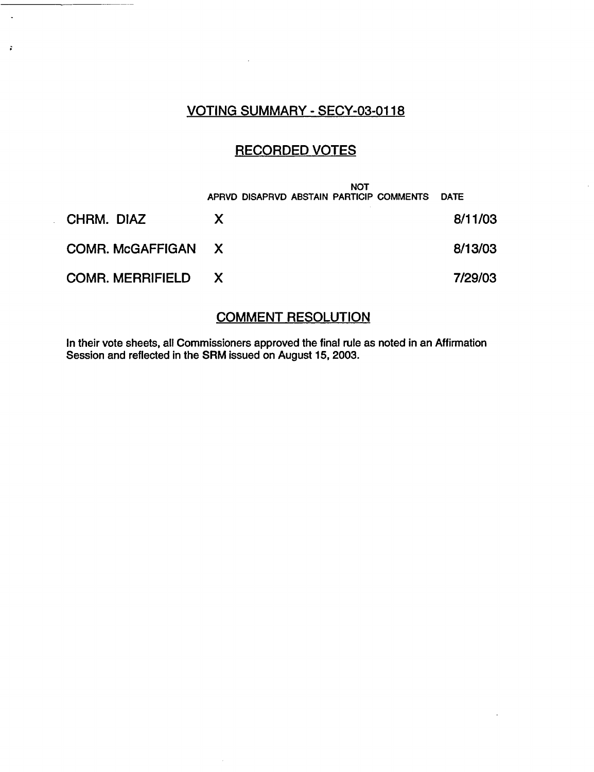## VOTING SUMMARY - SECY-03-0118

## RECORDED VOTES

| | APRVD | DISAPRVD | ABSTAIN | NOT PARTICIP | COMMENTS | DATE |
|---|---|---|---|---|---|---|
| CHRM. DIAZ | X | | | | | 8/11/03 |
| COMR. McGAFFIGAN | X | | | | | 8/13/03 |
| COMR. MERRIFIELD | X | | | | | 7/29/03 |

## COMMENT RESOLUTION

In their vote sheets, all Commissioners approved the final rule as noted in an Affirmation Session and reflected in the SRM issued on August 15, 2003.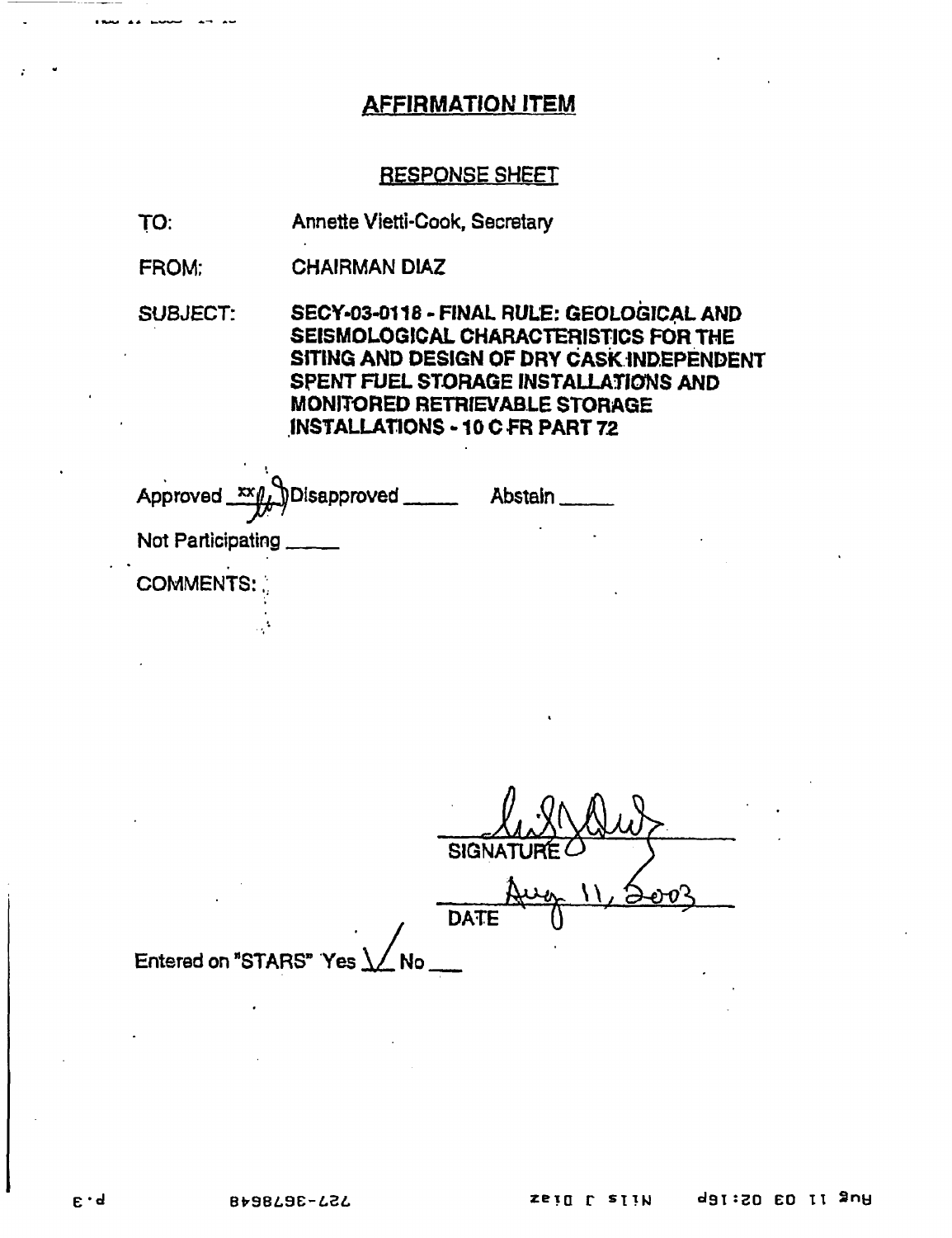## AFFIRMATION ITEM

### RESPONSE SHEET

TO: Annette Vietti-Cook, Secretary

FROM: CHAIRMAN DIAZ

SUBJECT: **SECY-03-0118 - FINAL RULE: GEOLOGICAL AND SEISMOLOGICAL CHARACTERISTICS FOR THE SITING AND DESIGN OF DRY CASK INDEPENDENT SPENT FUEL STORAGE INSTALLATIONS AND MONITORED RETRIEVABLE STORAGE INSTALLATIONS - 10 CFR PART 72**

Approved xx Disapproved _____ Abstain _____

Not Participating _____

COMMENTS:

SIGNATURE

Aug 11, 2003

DATE

Entered on "STARS" Yes ✓ No ___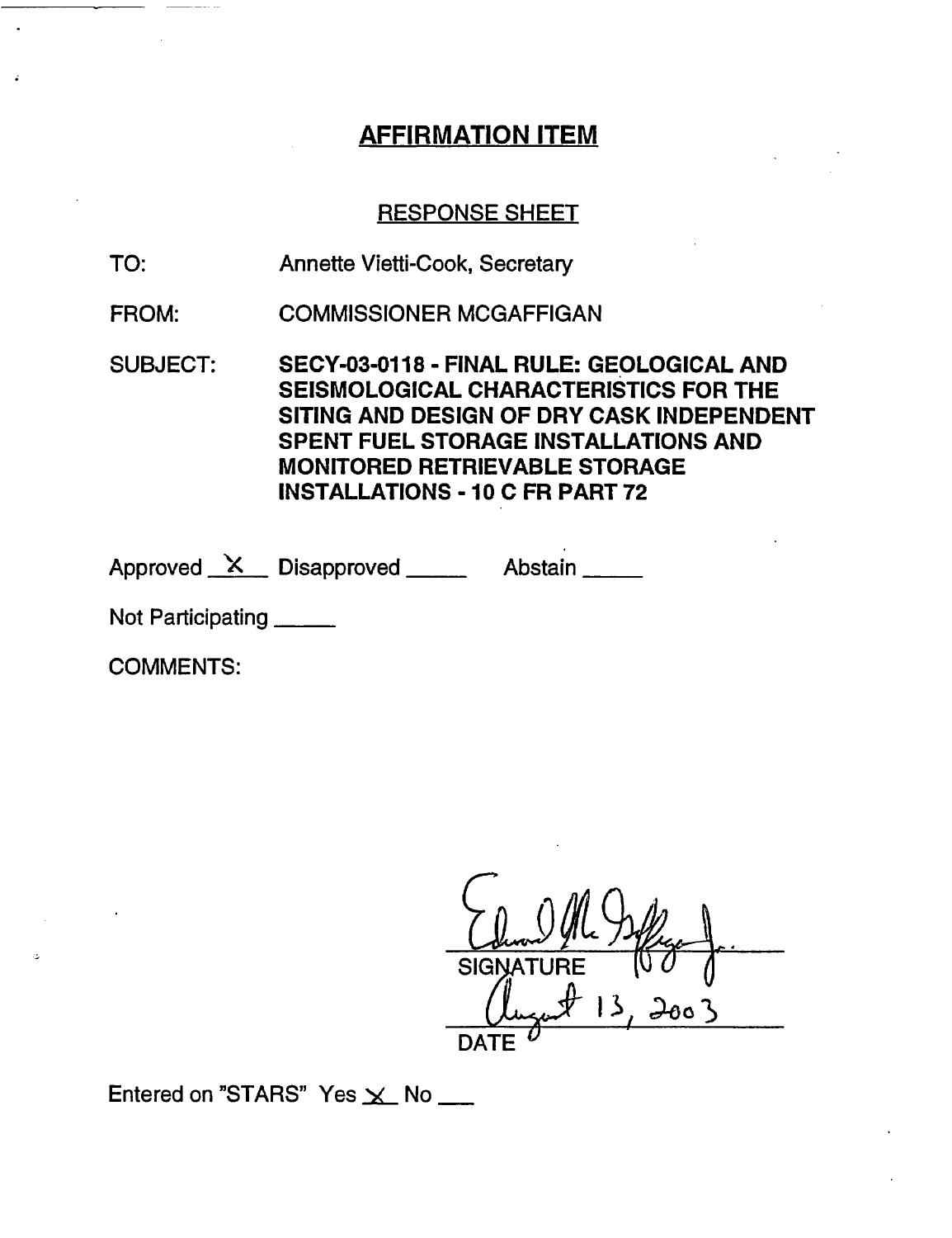# AFFIRMATION ITEM

## RESPONSE SHEET

TO: Annette Vietti-Cook, Secretary

FROM: COMMISSIONER MCGAFFIGAN

SUBJECT: **SECY-03-0118 - FINAL RULE: GEOLOGICAL AND SEISMOLOGICAL CHARACTERISTICS FOR THE SITING AND DESIGN OF DRY CASK INDEPENDENT SPENT FUEL STORAGE INSTALLATIONS AND MONITORED RETRIEVABLE STORAGE INSTALLATIONS - 10 C FR PART 72**

Approved \_X\_ Disapproved \_\_\_\_\_ Abstain \_\_\_\_\_

Not Participating \_\_\_\_\_

COMMENTS:

Edward McGaffigan Jr.
SIGNATURE

August 13, 2003
DATE

Entered on "STARS" Yes \_X\_ No \_\_\_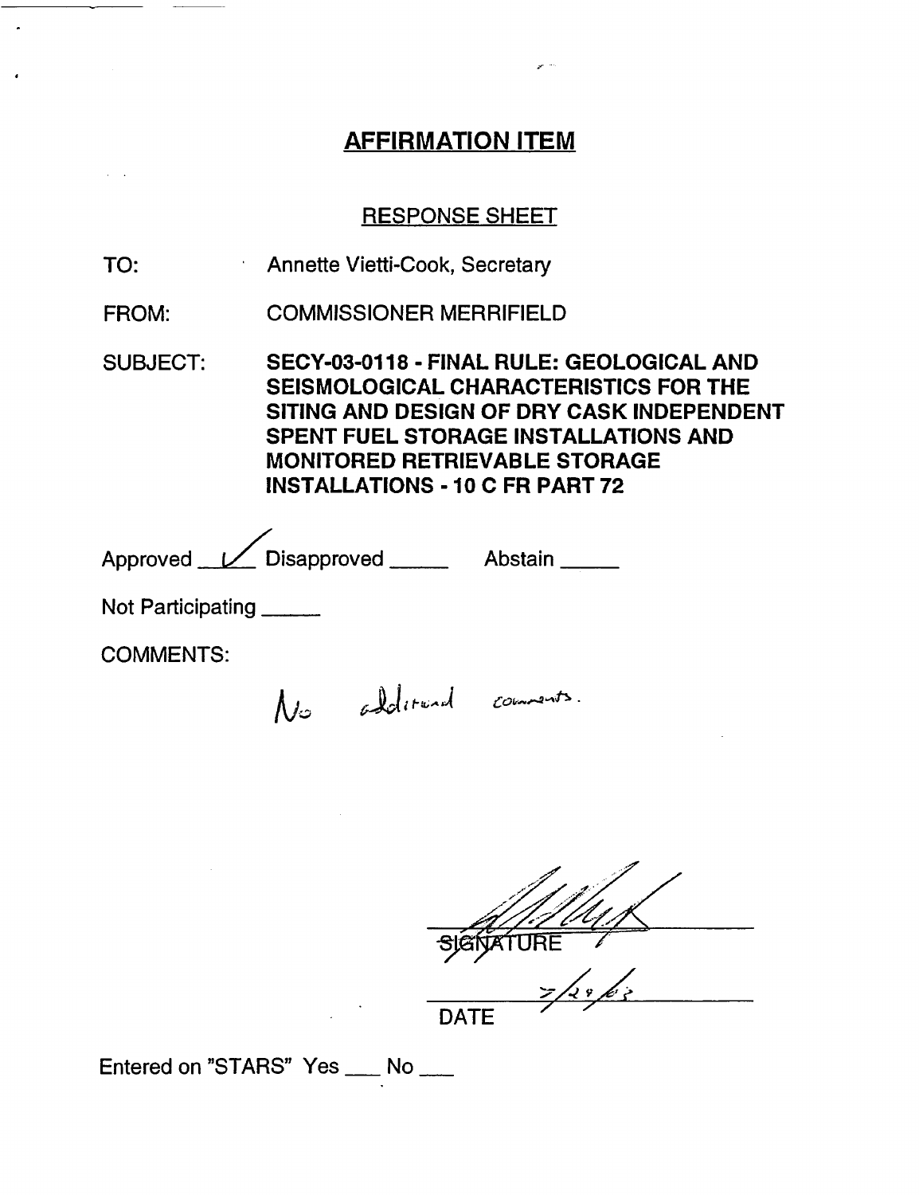## AFFIRMATION ITEM

RESPONSE SHEET

TO: Annette Vietti-Cook, Secretary

FROM: COMMISSIONER MERRIFIELD

SUBJECT: **SECY-03-0118 - FINAL RULE: GEOLOGICAL AND SEISMOLOGICAL CHARACTERISTICS FOR THE SITING AND DESIGN OF DRY CASK INDEPENDENT SPENT FUEL STORAGE INSTALLATIONS AND MONITORED RETRIEVABLE STORAGE INSTALLATIONS - 10 C FR PART 72**

Approved ✓ Disapproved _____ Abstain _____

Not Participating _____

COMMENTS:

No additional comments.

SIGNATURE

7/29/03
DATE

Entered on "STARS" Yes ___ No ___